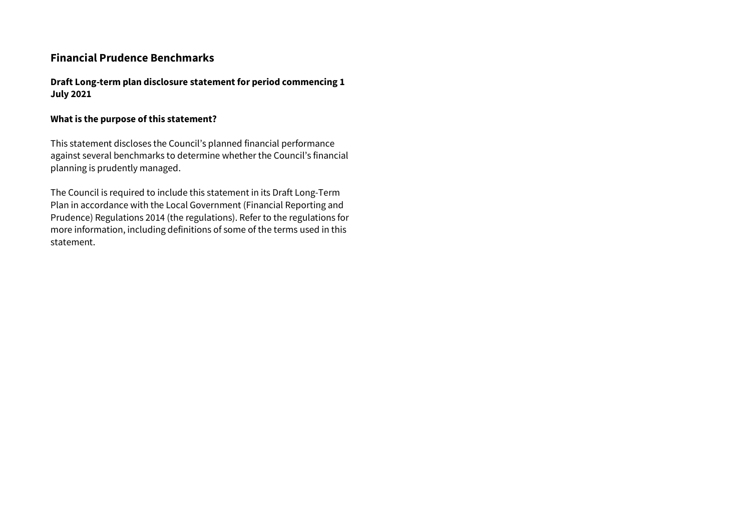# Financial Prudence Benchmarks

## Draft Long-term plan disclosure statement for period commencing 1 July 2021

### What is the purpose of this statement?

This statement discloses the Council's planned financial performance against several benchmarks to determine whether the Council's financial planning is prudently managed.

The Council is required to include this statement in its Draft Long-Term Plan in accordance with the Local Government (Financial Reporting and Prudence) Regulations 2014 (the regulations). Refer to the regulations for more information, including definitions of some of the terms used in this statement.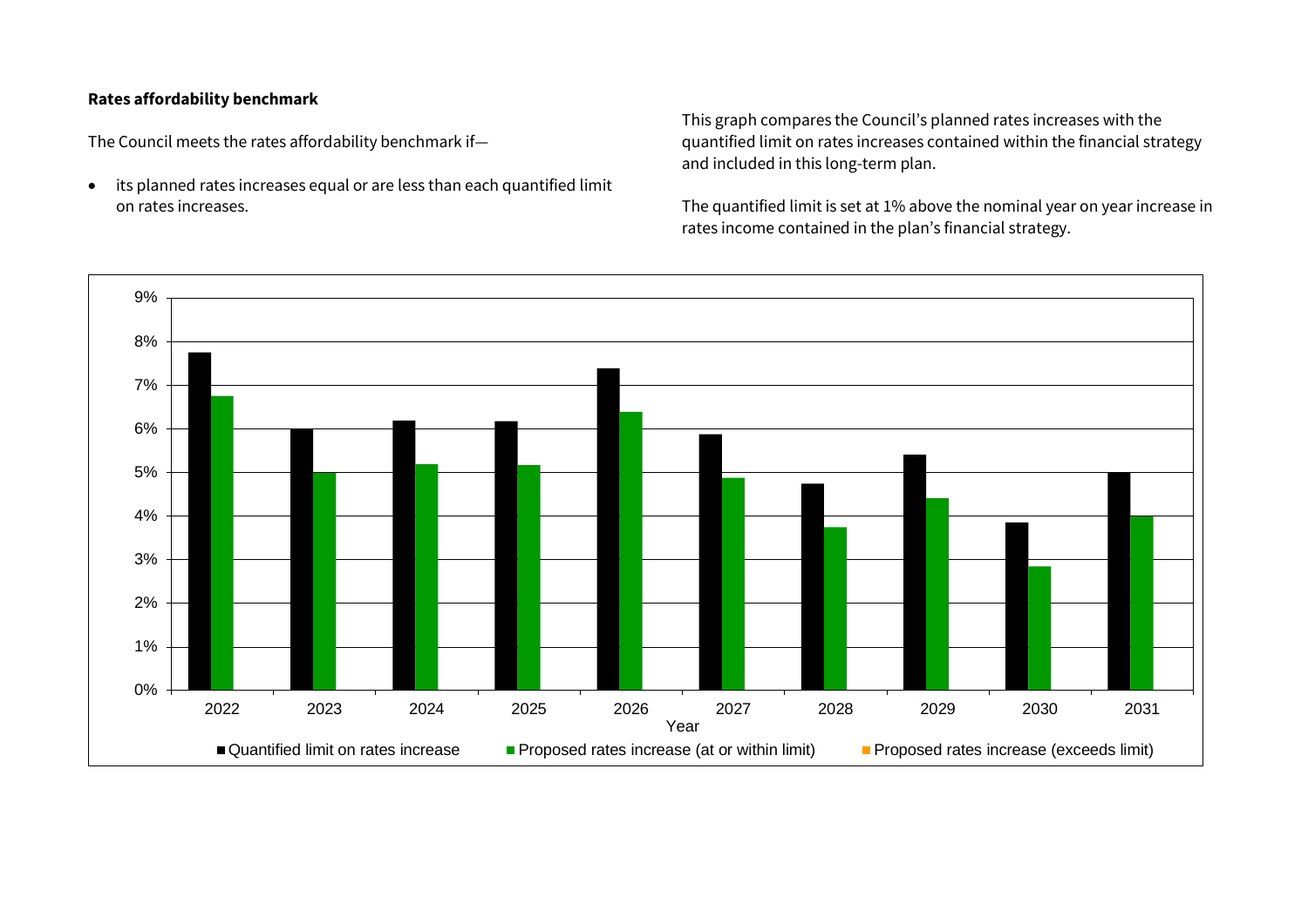**Rates affordability benchmark**

The Council meets the rates affordability benchmark if—

- its planned rates increases equal or are less than each quantified limit on rates increases.

This graph compares the Council's planned rates increases with the quantified limit on rates increases contained within the financial strategy and included in this long-term plan.

The quantified limit is set at 1% above the nominal year on year increase in rates income contained in the plan's financial strategy.

Year

■ Quantified limit on rates increase ■ Proposed rates increase (at or within limit) ■ Proposed rates increase (exceeds limit)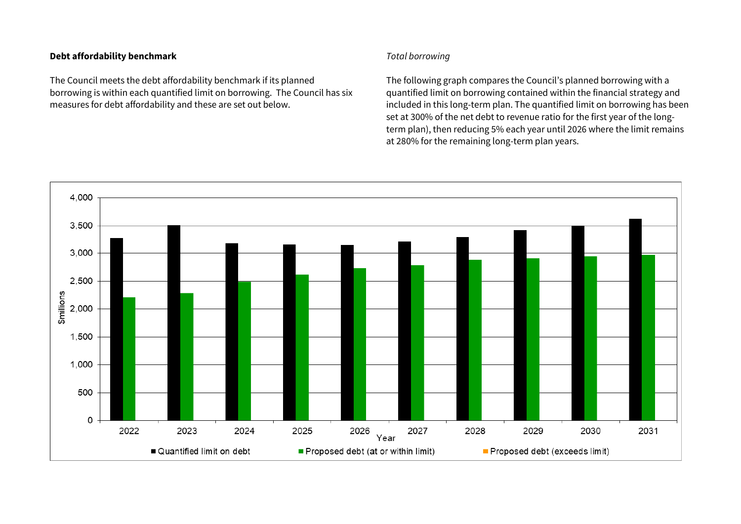**Debt affordability benchmark**

The Council meets the debt affordability benchmark if its planned borrowing is within each quantified limit on borrowing. The Council has six measures for debt affordability and these are set out below.

*Total borrowing*

The following graph compares the Council's planned borrowing with a quantified limit on borrowing contained within the financial strategy and included in this long-term plan. The quantified limit on borrowing has been set at 300% of the net debt to revenue ratio for the first year of the long-term plan), then reducing 5% each year until 2026 where the limit remains at 280% for the remaining long-term plan years.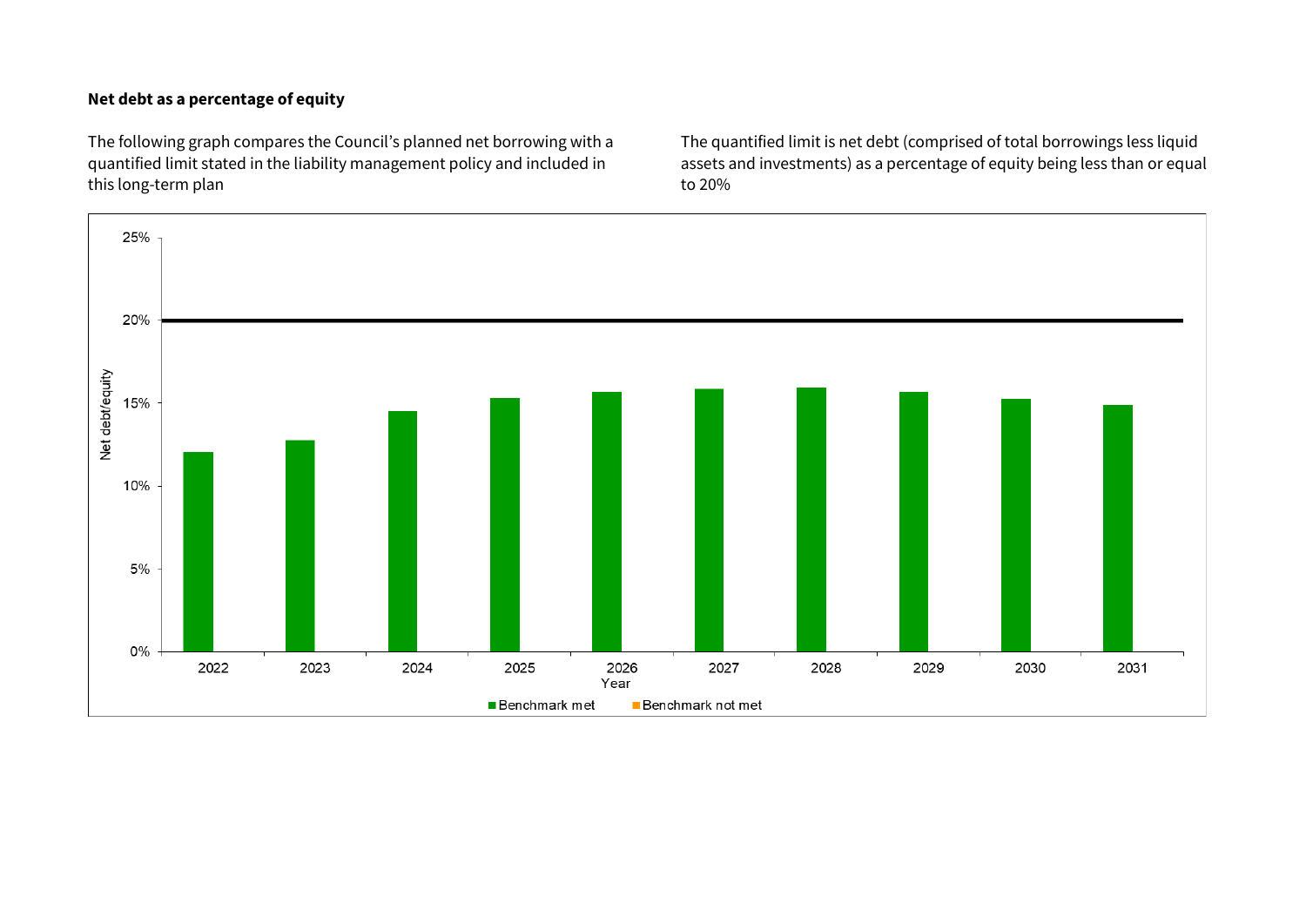**Net debt as a percentage of equity**

The following graph compares the Council's planned net borrowing with a quantified limit stated in the liability management policy and included in this long-term plan

The quantified limit is net debt (comprised of total borrowings less liquid assets and investments) as a percentage of equity being less than or equal to 20%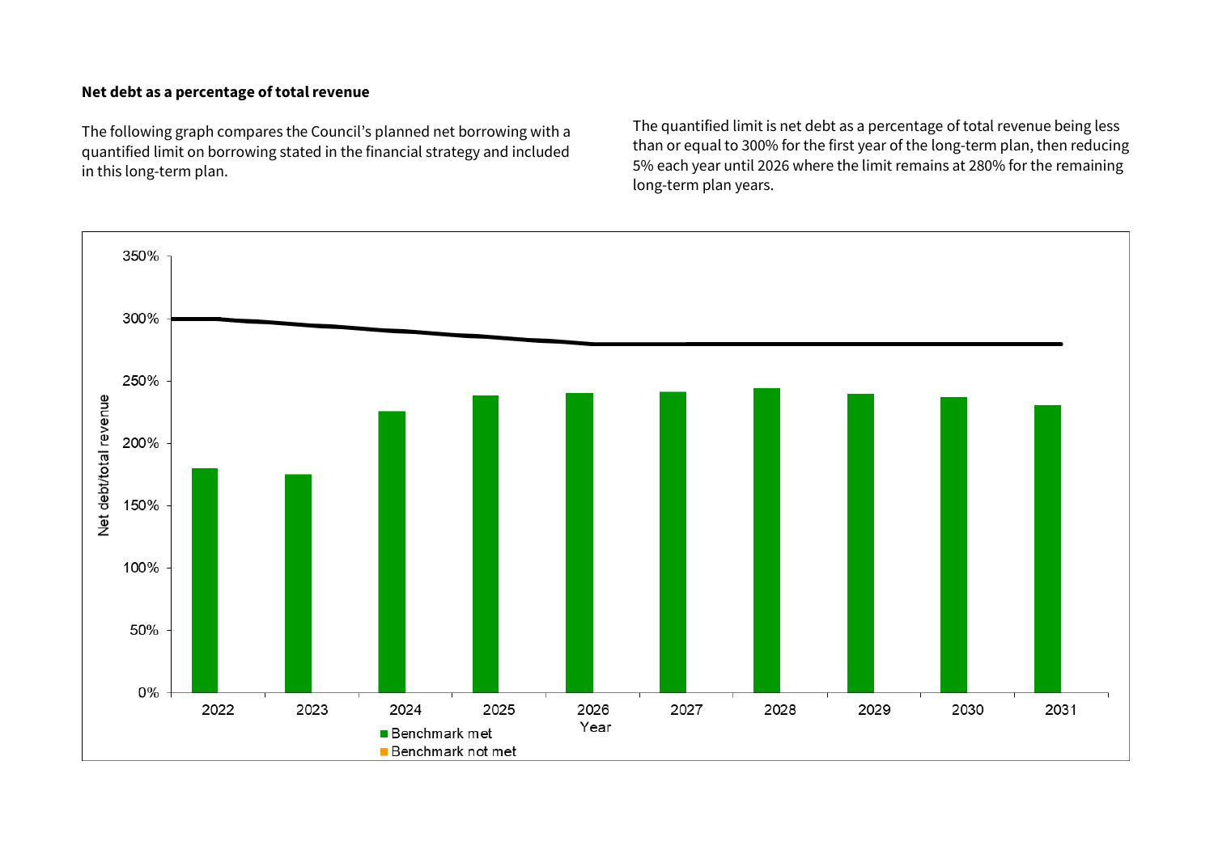**Net debt as a percentage of total revenue**

The following graph compares the Council's planned net borrowing with a quantified limit on borrowing stated in the financial strategy and included in this long-term plan.

The quantified limit is net debt as a percentage of total revenue being less than or equal to 300% for the first year of the long-term plan, then reducing 5% each year until 2026 where the limit remains at 280% for the remaining long-term plan years.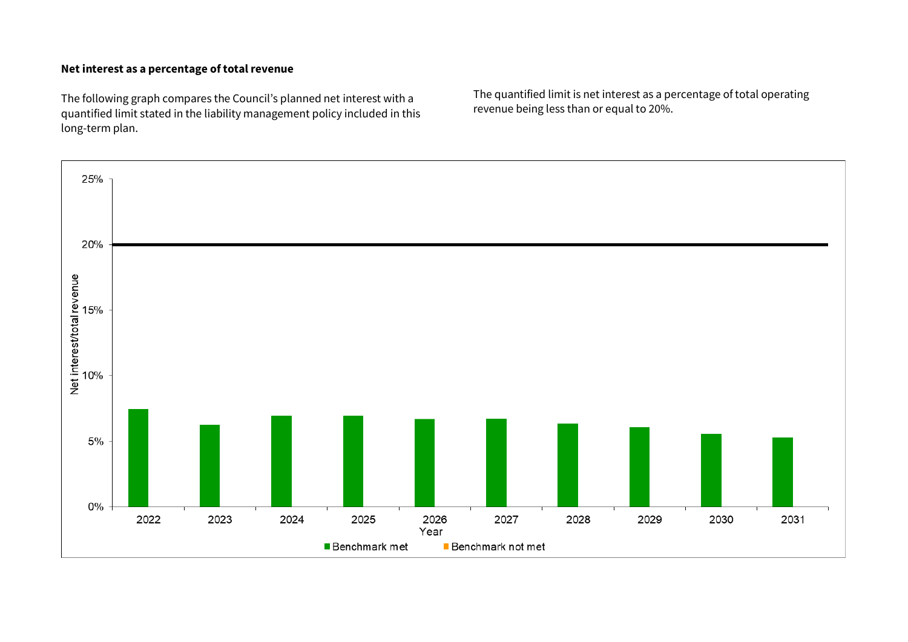**Net interest as a percentage of total revenue**

The following graph compares the Council's planned net interest with a quantified limit stated in the liability management policy included in this long-term plan.

The quantified limit is net interest as a percentage of total operating revenue being less than or equal to 20%.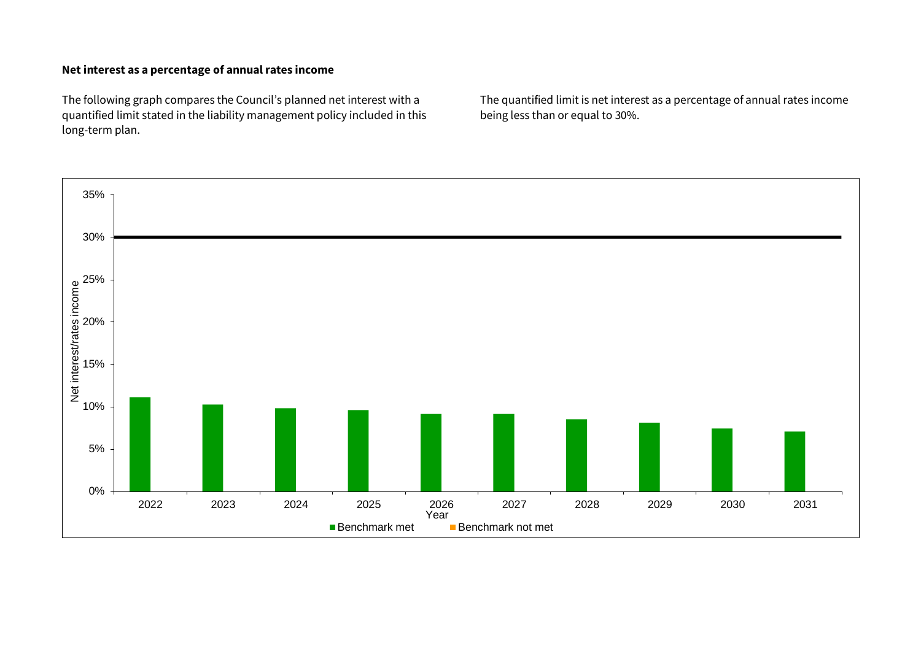**Net interest as a percentage of annual rates income**

The following graph compares the Council's planned net interest with a quantified limit stated in the liability management policy included in this long-term plan.

The quantified limit is net interest as a percentage of annual rates income being less than or equal to 30%.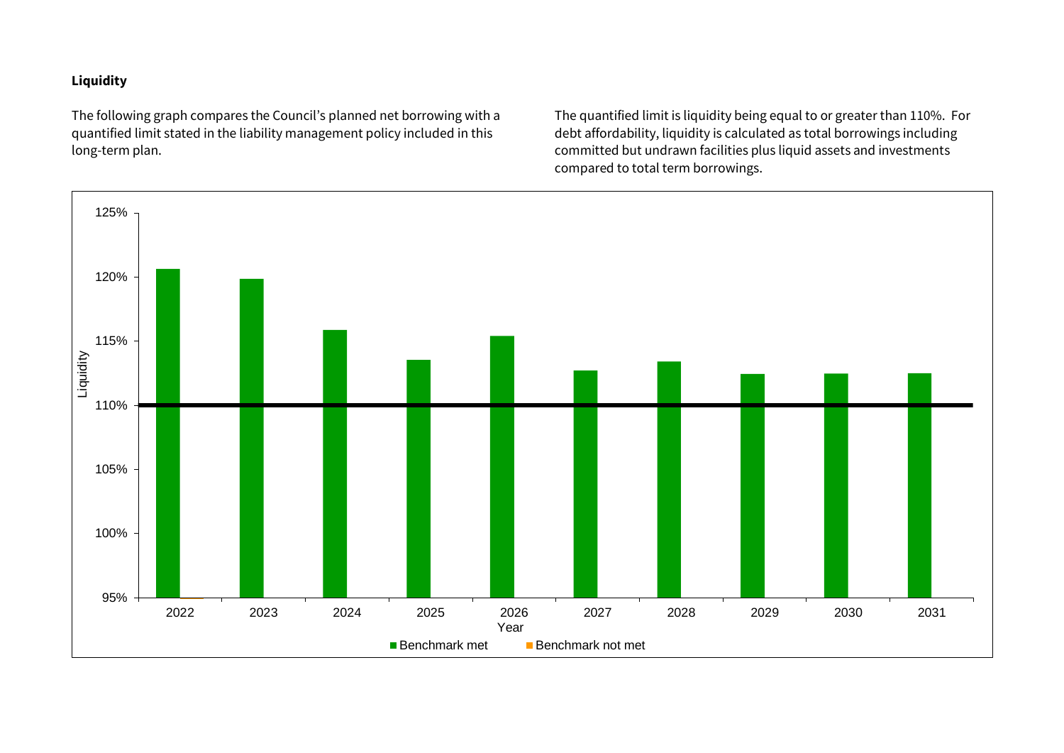**Liquidity**

The following graph compares the Council's planned net borrowing with a quantified limit stated in the liability management policy included in this long-term plan.

The quantified limit is liquidity being equal to or greater than 110%. For debt affordability, liquidity is calculated as total borrowings including committed but undrawn facilities plus liquid assets and investments compared to total term borrowings.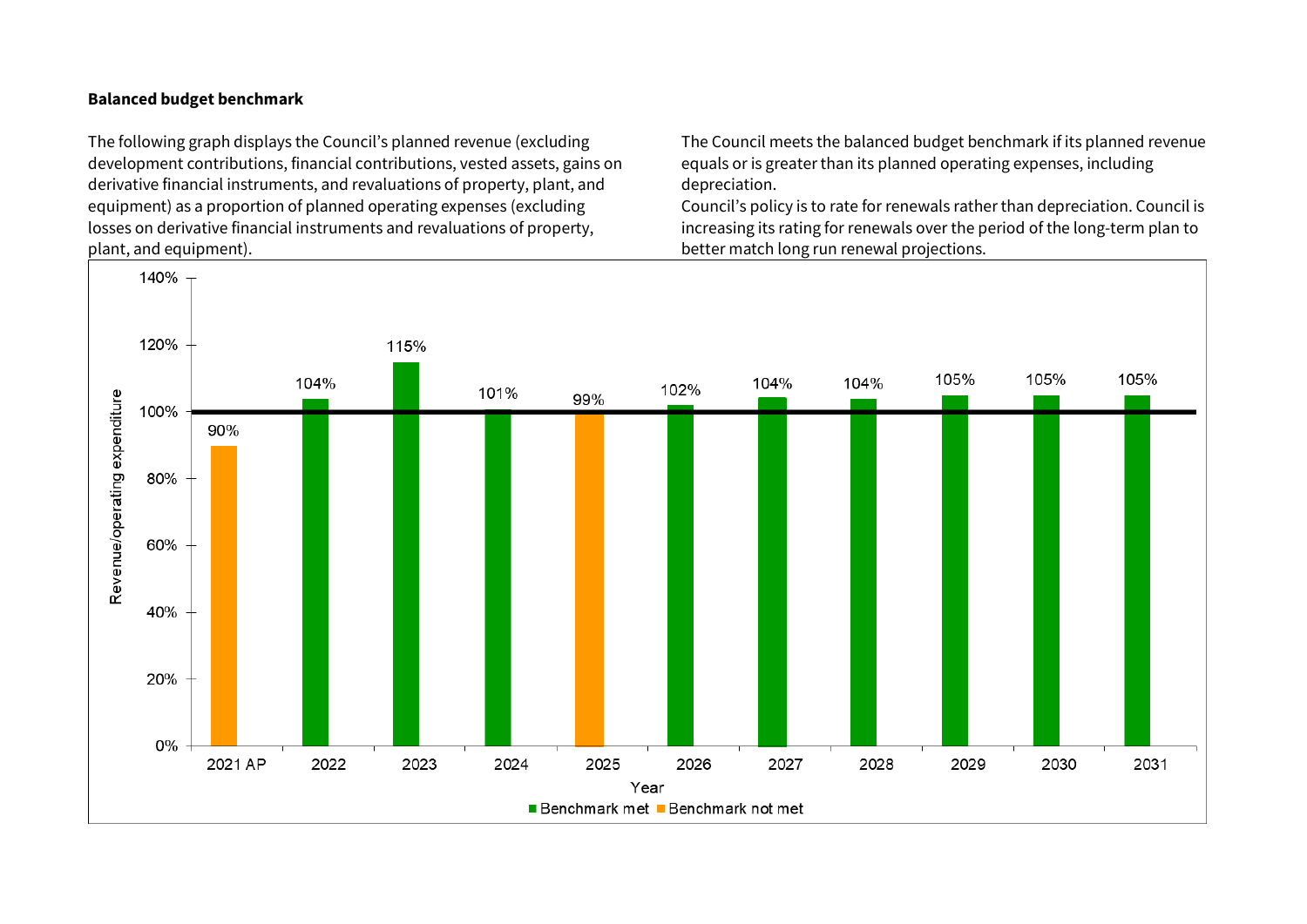**Balanced budget benchmark**

The following graph displays the Council's planned revenue (excluding development contributions, financial contributions, vested assets, gains on derivative financial instruments, and revaluations of property, plant, and equipment) as a proportion of planned operating expenses (excluding losses on derivative financial instruments and revaluations of property, plant, and equipment).

The Council meets the balanced budget benchmark if its planned revenue equals or is greater than its planned operating expenses, including depreciation.

Council's policy is to rate for renewals rather than depreciation. Council is increasing its rating for renewals over the period of the long-term plan to better match long run renewal projections.

| Year | Revenue/operating expenditure | Status |
|---|---|---|
| 2021 AP | 90% | Benchmark not met |
| 2022 | 104% | Benchmark met |
| 2023 | 115% | Benchmark met |
| 2024 | 101% | Benchmark met |
| 2025 | 99% | Benchmark not met |
| 2026 | 102% | Benchmark met |
| 2027 | 104% | Benchmark met |
| 2028 | 104% | Benchmark met |
| 2029 | 105% | Benchmark met |
| 2030 | 105% | Benchmark met |
| 2031 | 105% | Benchmark met |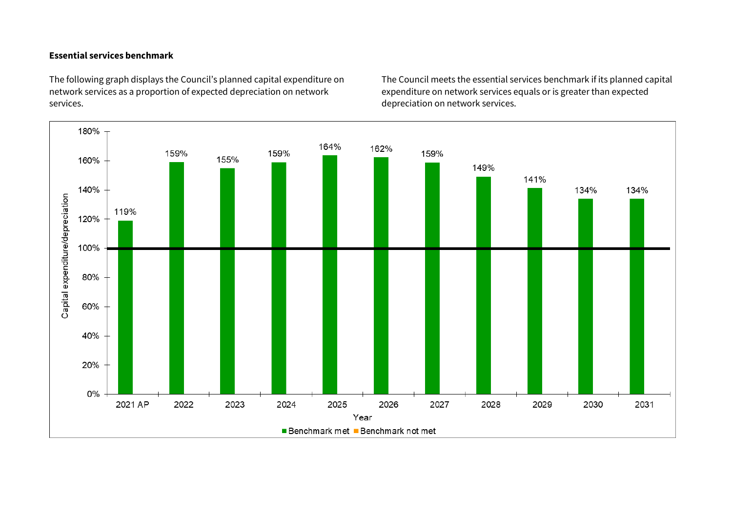**Essential services benchmark**

The following graph displays the Council's planned capital expenditure on network services as a proportion of expected depreciation on network services.

The Council meets the essential services benchmark if its planned capital expenditure on network services equals or is greater than expected depreciation on network services.

| Year | Capital expenditure/depreciation |
|---|---|
| 2021 AP | 119% |
| 2022 | 159% |
| 2023 | 155% |
| 2024 | 159% |
| 2025 | 164% |
| 2026 | 162% |
| 2027 | 159% |
| 2028 | 149% |
| 2029 | 141% |
| 2030 | 134% |
| 2031 | 134% |

Benchmark met / Benchmark not met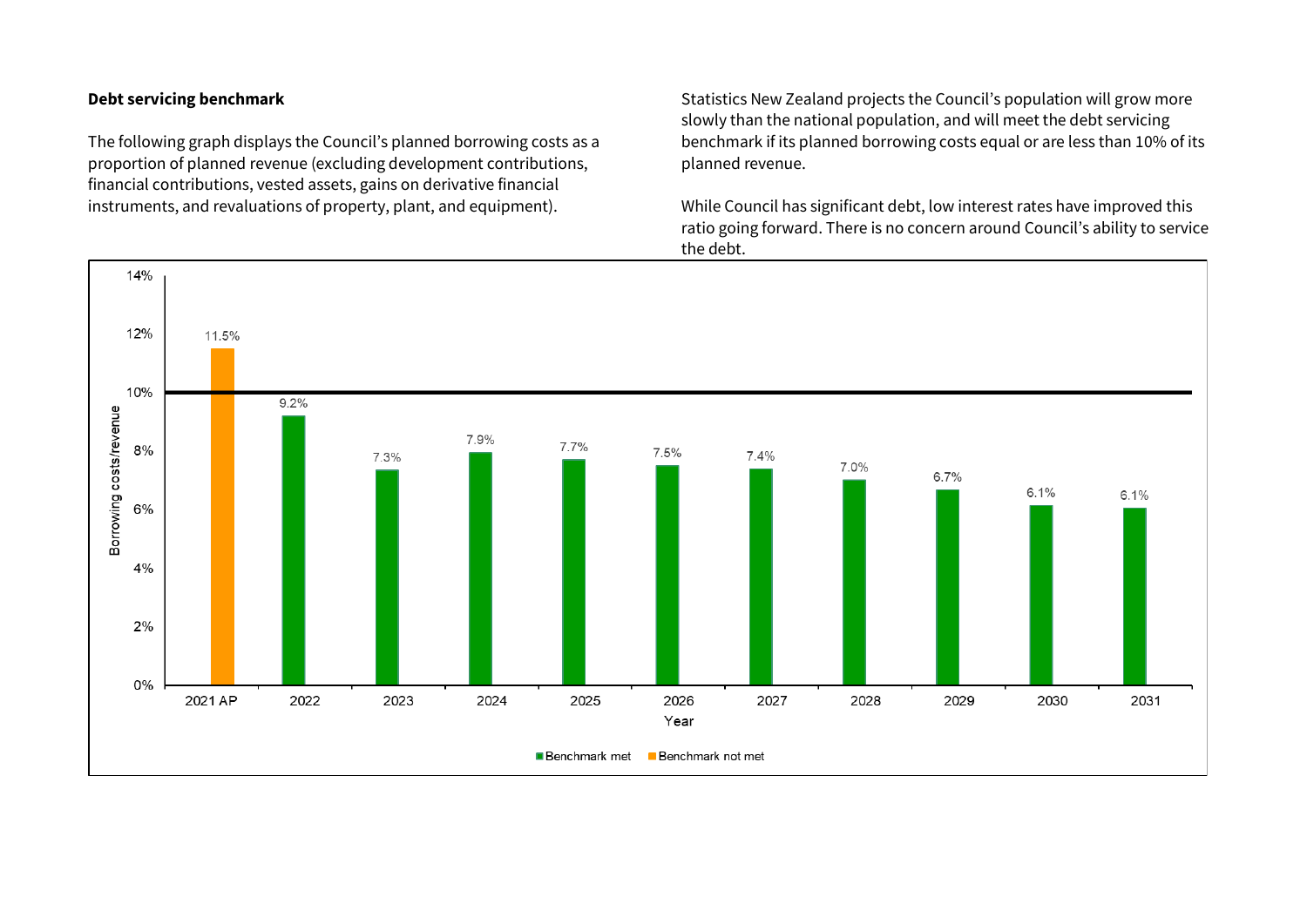**Debt servicing benchmark**

The following graph displays the Council's planned borrowing costs as a proportion of planned revenue (excluding development contributions, financial contributions, vested assets, gains on derivative financial instruments, and revaluations of property, plant, and equipment).

Statistics New Zealand projects the Council's population will grow more slowly than the national population, and will meet the debt servicing benchmark if its planned borrowing costs equal or are less than 10% of its planned revenue.

While Council has significant debt, low interest rates have improved this ratio going forward. There is no concern around Council's ability to service the debt.

14%
12%
10%
8%
6%
4%
2%
0%

Borrowing costs/revenue

11.5%
9.2%
7.3%
7.9%
7.7%
7.5%
7.4%
7.0%
6.7%
6.1%
6.1%

2021 AP
2022
2023
2024
2025
2026
2027
2028
2029
2030
2031

Year

Benchmark met
Benchmark not met